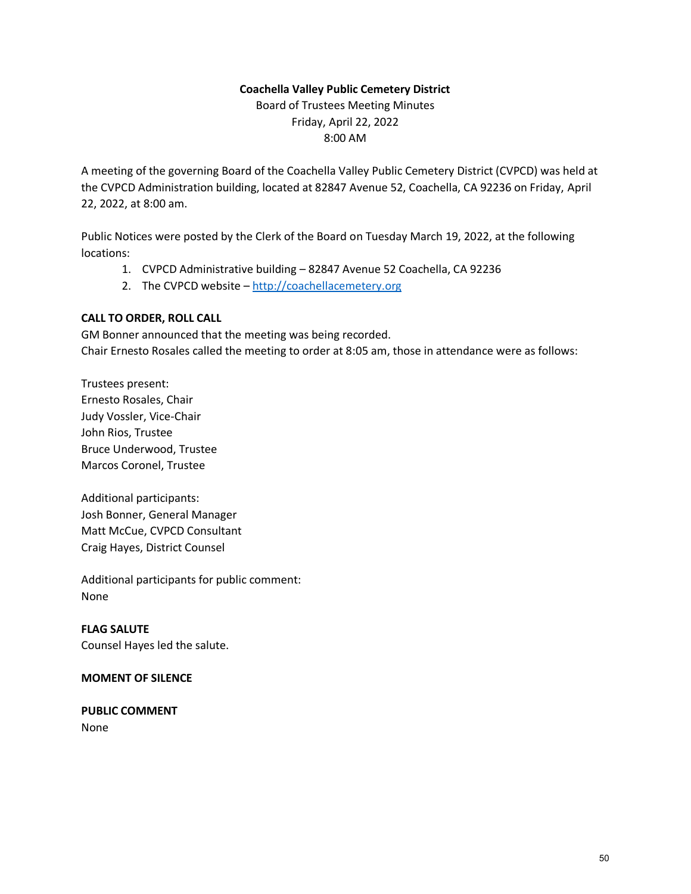**Coachella Valley Public Cemetery District**

Board of Trustees Meeting Minutes

Friday, April 22, 2022

8:00 AM

A meeting of the governing Board of the Coachella Valley Public Cemetery District (CVPCD) was held at the CVPCD Administration building, located at 82847 Avenue 52, Coachella, CA 92236 on Friday, April 22, 2022, at 8:00 am.

Public Notices were posted by the Clerk of the Board on Tuesday March 19, 2022, at the following locations:

1. CVPCD Administrative building – 82847 Avenue 52 Coachella, CA 92236
2. The CVPCD website – [http://coachellacemetery.org](http://coachellacemetery.org)

**CALL TO ORDER, ROLL CALL**

GM Bonner announced that the meeting was being recorded.
Chair Ernesto Rosales called the meeting to order at 8:05 am, those in attendance were as follows:

Trustees present:
Ernesto Rosales, Chair
Judy Vossler, Vice-Chair
John Rios, Trustee
Bruce Underwood, Trustee
Marcos Coronel, Trustee

Additional participants:
Josh Bonner, General Manager
Matt McCue, CVPCD Consultant
Craig Hayes, District Counsel

Additional participants for public comment:
None

**FLAG SALUTE**

Counsel Hayes led the salute.

**MOMENT OF SILENCE**

**PUBLIC COMMENT**

None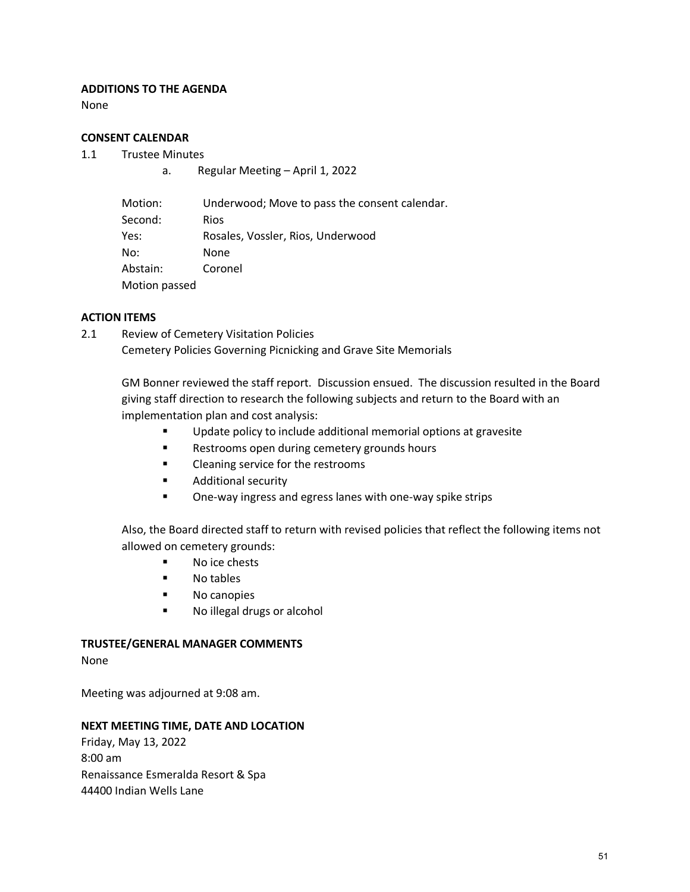**ADDITIONS TO THE AGENDA**

None

**CONSENT CALENDAR**

1.1 Trustee Minutes

a. Regular Meeting – April 1, 2022

| | |
|---|---|
| Motion: | Underwood; Move to pass the consent calendar. |
| Second: | Rios |
| Yes: | Rosales, Vossler, Rios, Underwood |
| No: | None |
| Abstain: | Coronel |

Motion passed

**ACTION ITEMS**

2.1 Review of Cemetery Visitation Policies
Cemetery Policies Governing Picnicking and Grave Site Memorials

GM Bonner reviewed the staff report. Discussion ensued. The discussion resulted in the Board giving staff direction to research the following subjects and return to the Board with an implementation plan and cost analysis:

- Update policy to include additional memorial options at gravesite
- Restrooms open during cemetery grounds hours
- Cleaning service for the restrooms
- Additional security
- One-way ingress and egress lanes with one-way spike strips

Also, the Board directed staff to return with revised policies that reflect the following items not allowed on cemetery grounds:

- No ice chests
- No tables
- No canopies
- No illegal drugs or alcohol

**TRUSTEE/GENERAL MANAGER COMMENTS**

None

Meeting was adjourned at 9:08 am.

**NEXT MEETING TIME, DATE AND LOCATION**

Friday, May 13, 2022
8:00 am
Renaissance Esmeralda Resort & Spa
44400 Indian Wells Lane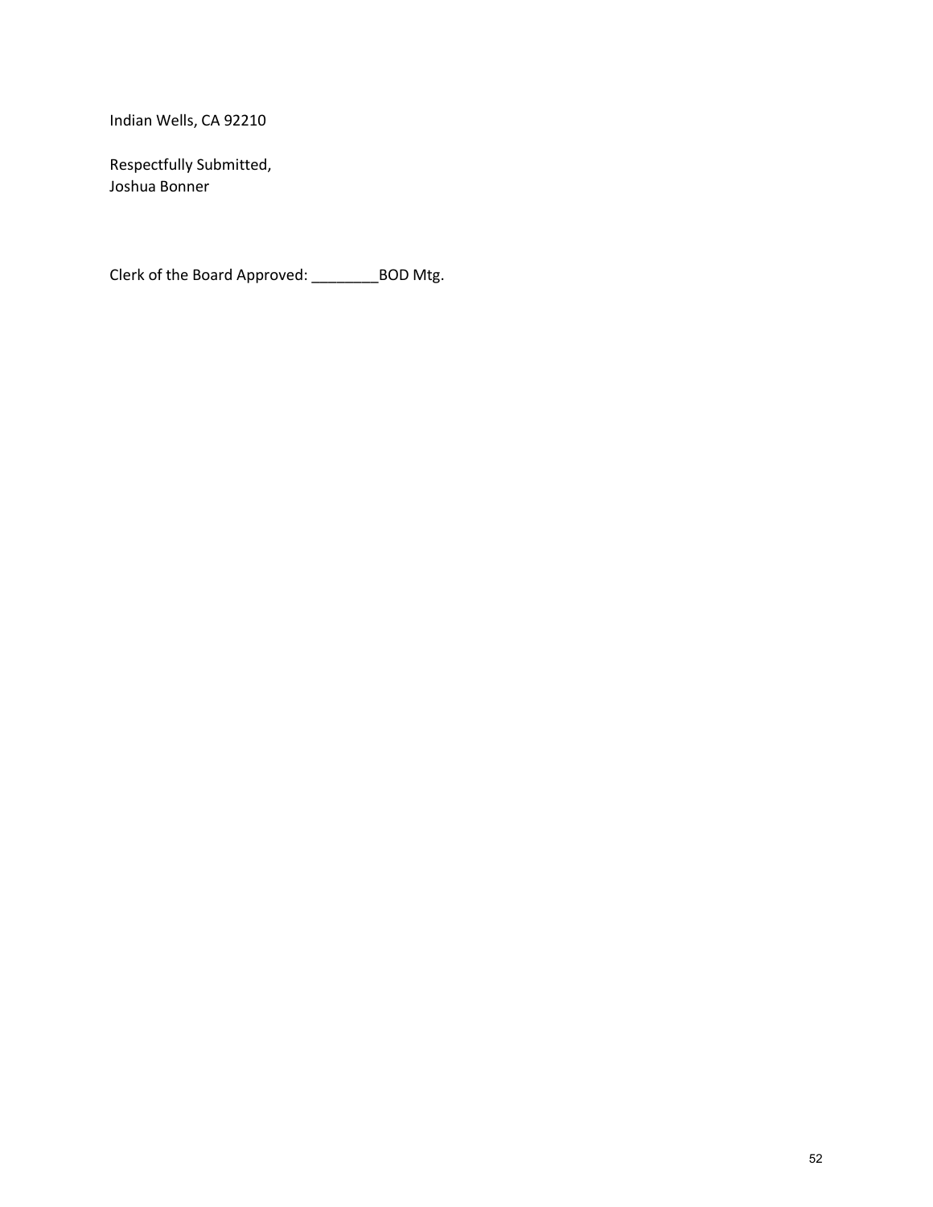Indian Wells, CA 92210

Respectfully Submitted,
Joshua Bonner

Clerk of the Board Approved: ________BOD Mtg.